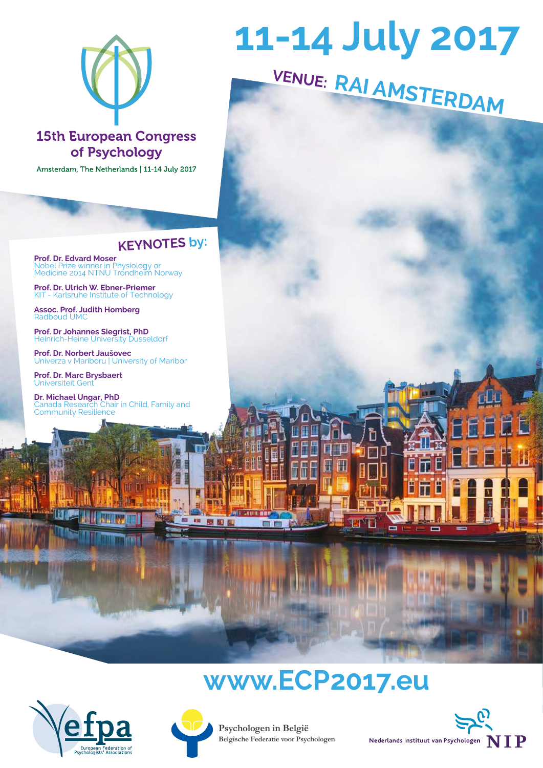# 11-14 July 2017

## VENUE: RAI AMSTERDAM

## 15th European Congress of Psychology

Amsterdam, The Netherlands | 11-14 July 2017

## KEYNOTES by:

**Prof. Dr. Edvard Moser**
Nobel Prize winner in Physiology or Medicine 2014 NTNU Trondheim Norway

**Prof. Dr. Ulrich W. Ebner-Priemer**
KIT - Karlsruhe Institute of Technology

**Assoc. Prof. Judith Homberg**
Radboud UMC

**Prof. Dr Johannes Siegrist, PhD**
Heinrich-Heine University Dusseldorf

**Prof. Dr. Norbert Jaušovec**
Univerza v Mariboru | University of Maribor

**Prof. Dr. Marc Brysbaert**
Universiteit Gent

**Dr. Michael Ungar, PhD**
Canada Research Chair in Child, Family and Community Resilience

## www.ECP2017.eu

efpa — European Federation of Psychologists' Associations

Psychologen in België
Belgische Federatie voor Psychologen

Nederlands Instituut van Psychologen NIP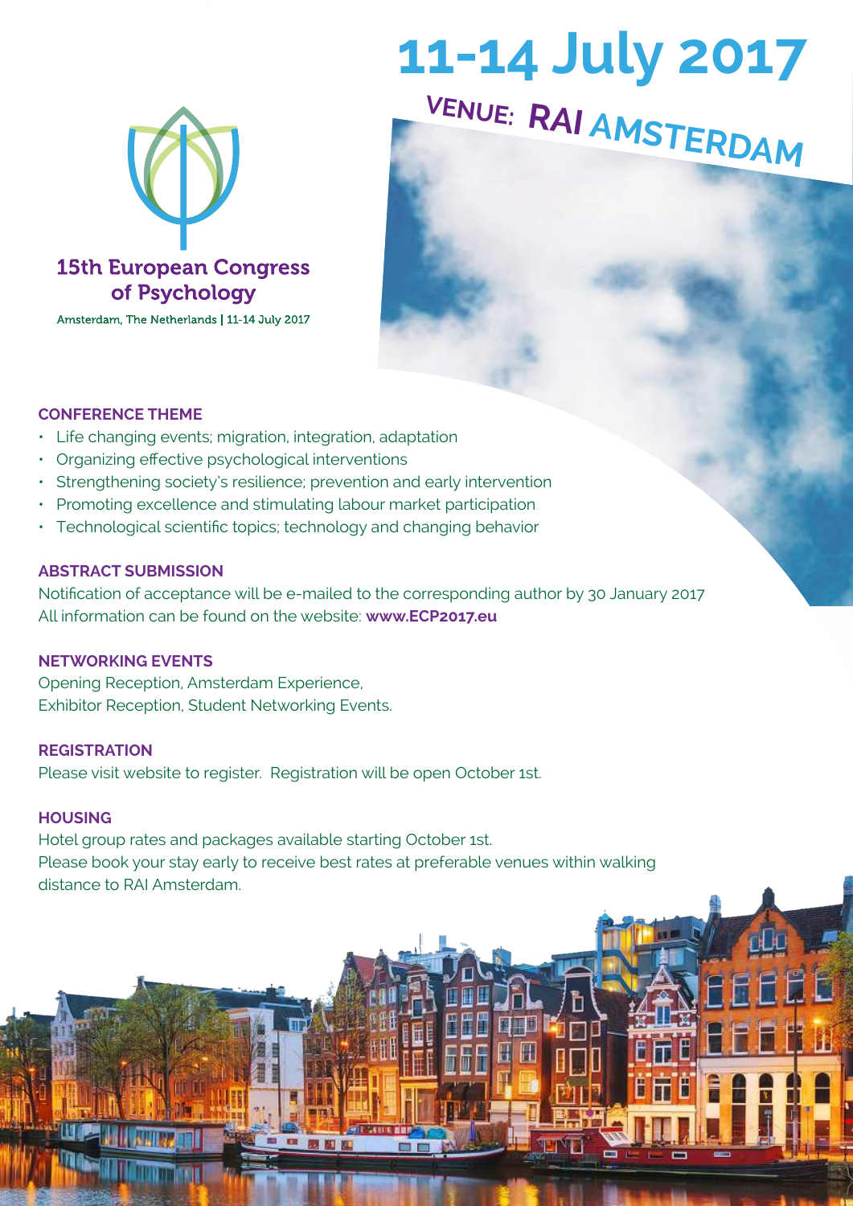# 11-14 July 2017

## VENUE: RAI AMSTERDAM

15th European Congress of Psychology

Amsterdam, The Netherlands | 11-14 July 2017

**CONFERENCE THEME**

- Life changing events; migration, integration, adaptation
- Organizing effective psychological interventions
- Strengthening society's resilience; prevention and early intervention
- Promoting excellence and stimulating labour market participation
- Technological scientific topics; technology and changing behavior

**ABSTRACT SUBMISSION**

Notification of acceptance will be e-mailed to the corresponding author by 30 January 2017
All information can be found on the website: **www.ECP2017.eu**

**NETWORKING EVENTS**

Opening Reception, Amsterdam Experience,
Exhibitor Reception, Student Networking Events.

**REGISTRATION**

Please visit website to register. Registration will be open October 1st.

**HOUSING**

Hotel group rates and packages available starting October 1st.
Please book your stay early to receive best rates at preferable venues within walking distance to RAI Amsterdam.